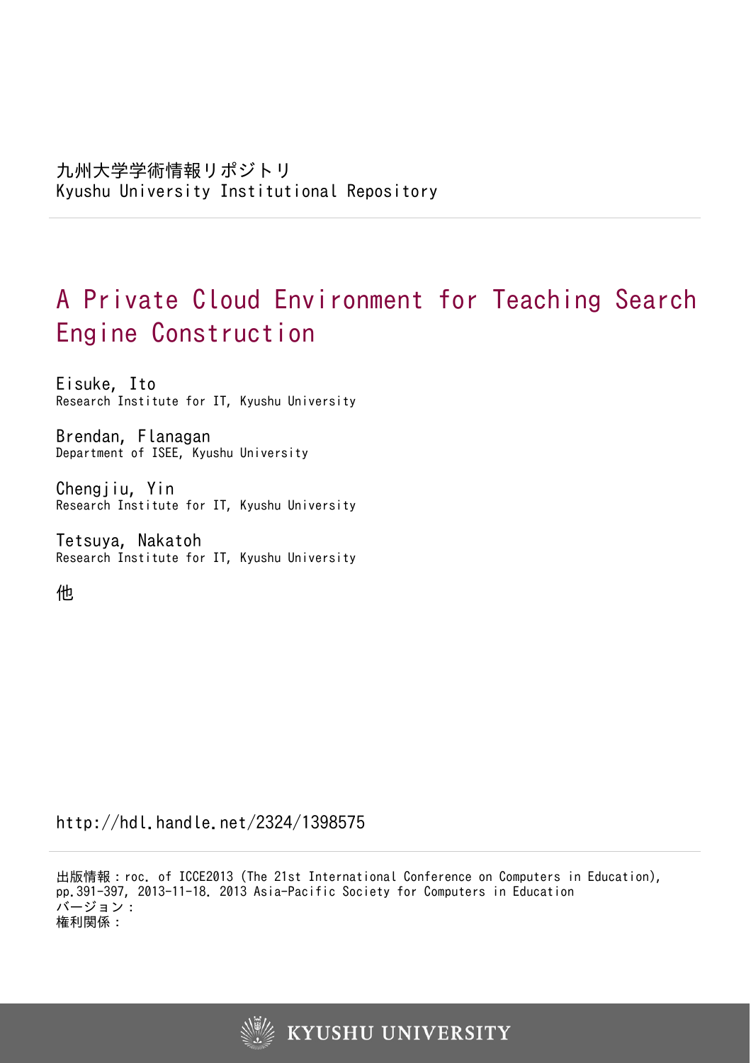九州大学学術情報リポジトリ
Kyushu University Institutional Repository

# A Private Cloud Environment for Teaching Search Engine Construction

Eisuke, Ito
Research Institute for IT, Kyushu University

Brendan, Flanagan
Department of ISEE, Kyushu University

Chengjiu, Yin
Research Institute for IT, Kyushu University

Tetsuya, Nakatoh
Research Institute for IT, Kyushu University

他

http://hdl.handle.net/2324/1398575

出版情報：roc. of ICCE2013 (The 21st International Conference on Computers in Education), pp.391-397, 2013-11-18. 2013 Asia-Pacific Society for Computers in Education
バージョン：
権利関係：

KYUSHU UNIVERSITY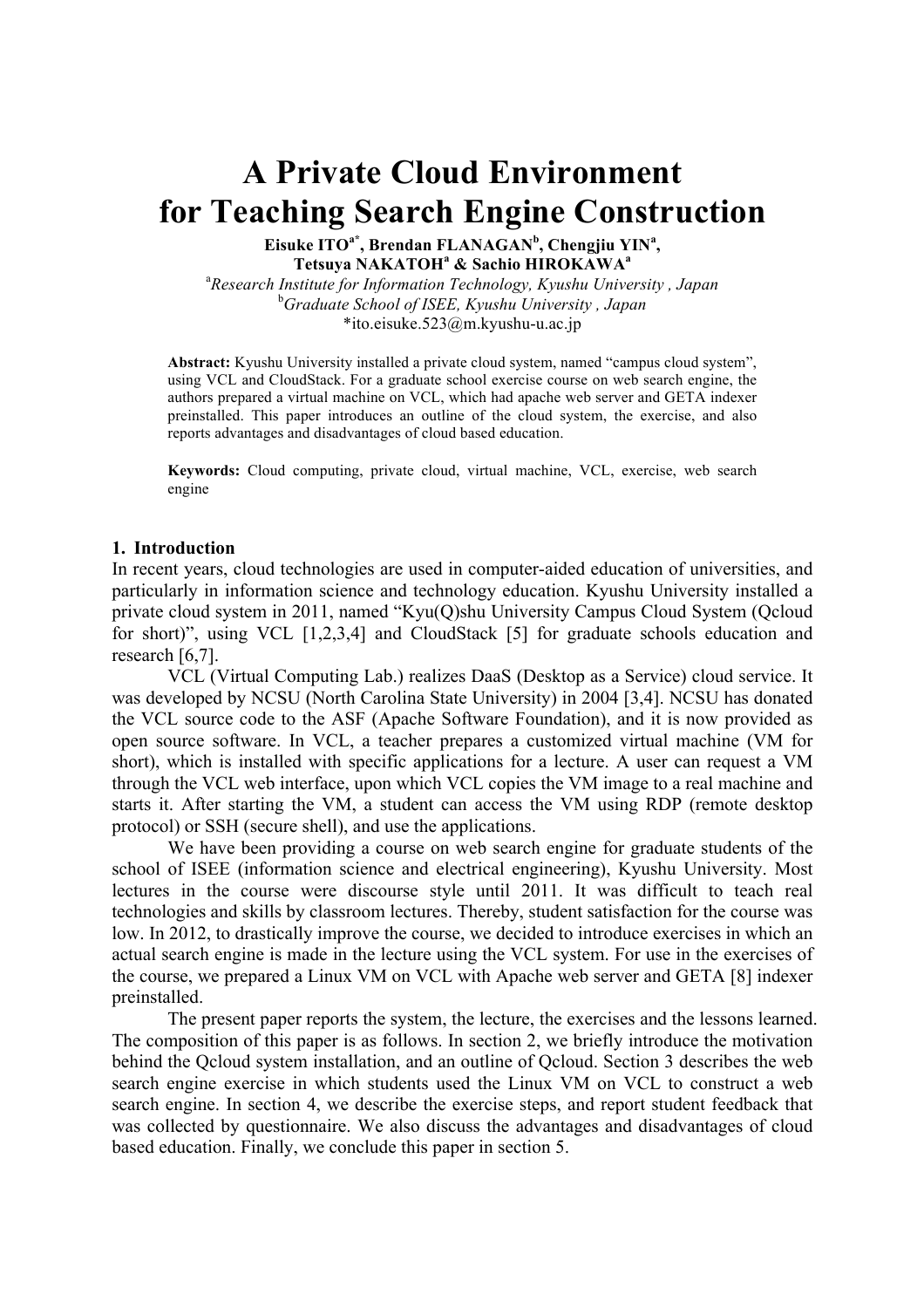# A Private Cloud Environment for Teaching Search Engine Construction

**Eisuke ITO[a*], Brendan FLANAGAN[b], Chengjiu YIN[a], Tetsuya NAKATOH[a] & Sachio HIROKAWA[a]**

[a]*Research Institute for Information Technology, Kyushu University , Japan*
[b]*Graduate School of ISEE, Kyushu University , Japan*
*ito.eisuke.523@m.kyushu-u.ac.jp

**Abstract:** Kyushu University installed a private cloud system, named "campus cloud system", using VCL and CloudStack. For a graduate school exercise course on web search engine, the authors prepared a virtual machine on VCL, which had apache web server and GETA indexer preinstalled. This paper introduces an outline of the cloud system, the exercise, and also reports advantages and disadvantages of cloud based education.

**Keywords:** Cloud computing, private cloud, virtual machine, VCL, exercise, web search engine

## 1. Introduction

In recent years, cloud technologies are used in computer-aided education of universities, and particularly in information science and technology education. Kyushu University installed a private cloud system in 2011, named "Kyu(Q)shu University Campus Cloud System (Qcloud for short)", using VCL [1,2,3,4] and CloudStack [5] for graduate schools education and research [6,7].

VCL (Virtual Computing Lab.) realizes DaaS (Desktop as a Service) cloud service. It was developed by NCSU (North Carolina State University) in 2004 [3,4]. NCSU has donated the VCL source code to the ASF (Apache Software Foundation), and it is now provided as open source software. In VCL, a teacher prepares a customized virtual machine (VM for short), which is installed with specific applications for a lecture. A user can request a VM through the VCL web interface, upon which VCL copies the VM image to a real machine and starts it. After starting the VM, a student can access the VM using RDP (remote desktop protocol) or SSH (secure shell), and use the applications.

We have been providing a course on web search engine for graduate students of the school of ISEE (information science and electrical engineering), Kyushu University. Most lectures in the course were discourse style until 2011. It was difficult to teach real technologies and skills by classroom lectures. Thereby, student satisfaction for the course was low. In 2012, to drastically improve the course, we decided to introduce exercises in which an actual search engine is made in the lecture using the VCL system. For use in the exercises of the course, we prepared a Linux VM on VCL with Apache web server and GETA [8] indexer preinstalled.

The present paper reports the system, the lecture, the exercises and the lessons learned. The composition of this paper is as follows. In section 2, we briefly introduce the motivation behind the Qcloud system installation, and an outline of Qcloud. Section 3 describes the web search engine exercise in which students used the Linux VM on VCL to construct a web search engine. In section 4, we describe the exercise steps, and report student feedback that was collected by questionnaire. We also discuss the advantages and disadvantages of cloud based education. Finally, we conclude this paper in section 5.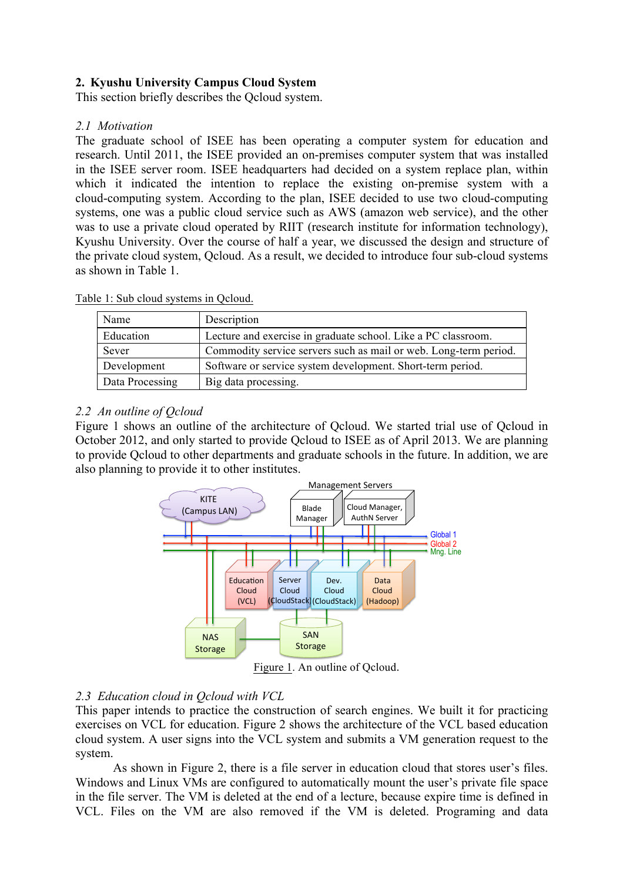## 2. Kyushu University Campus Cloud System

This section briefly describes the Qcloud system.

### 2.1 Motivation

The graduate school of ISEE has been operating a computer system for education and research. Until 2011, the ISEE provided an on-premises computer system that was installed in the ISEE server room. ISEE headquarters had decided on a system replace plan, within which it indicated the intention to replace the existing on-premise system with a cloud-computing system. According to the plan, ISEE decided to use two cloud-computing systems, one was a public cloud service such as AWS (amazon web service), and the other was to use a private cloud operated by RIIT (research institute for information technology), Kyushu University. Over the course of half a year, we discussed the design and structure of the private cloud system, Qcloud. As a result, we decided to introduce four sub-cloud systems as shown in Table 1.

Table 1: Sub cloud systems in Qcloud.

| Name | Description |
|---|---|
| Education | Lecture and exercise in graduate school. Like a PC classroom. |
| Sever | Commodity service servers such as mail or web. Long-term period. |
| Development | Software or service system development. Short-term period. |
| Data Processing | Big data processing. |

### 2.2 An outline of Qcloud

Figure 1 shows an outline of the architecture of Qcloud. We started trial use of Qcloud in October 2012, and only started to provide Qcloud to ISEE as of April 2013. We are planning to provide Qcloud to other departments and graduate schools in the future. In addition, we are also planning to provide it to other institutes.

Figure 1. An outline of Qcloud.

### 2.3 Education cloud in Qcloud with VCL

This paper intends to practice the construction of search engines. We built it for practicing exercises on VCL for education. Figure 2 shows the architecture of the VCL based education cloud system. A user signs into the VCL system and submits a VM generation request to the system.

As shown in Figure 2, there is a file server in education cloud that stores user's files. Windows and Linux VMs are configured to automatically mount the user's private file space in the file server. The VM is deleted at the end of a lecture, because expire time is defined in VCL. Files on the VM are also removed if the VM is deleted. Programing and data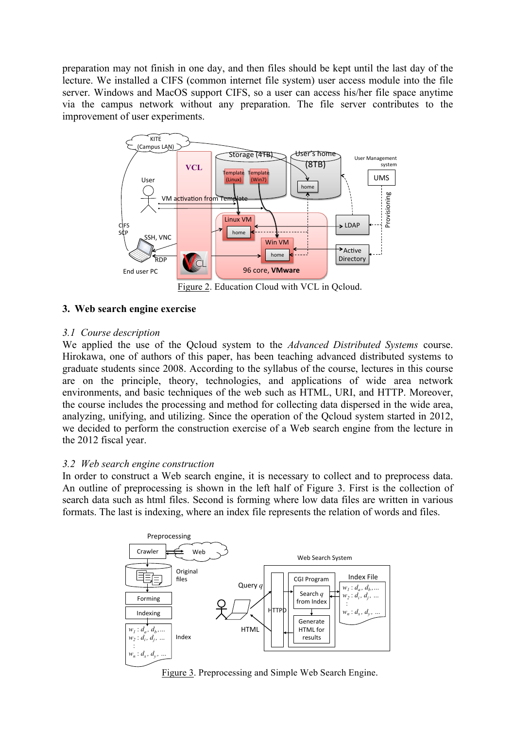preparation may not finish in one day, and then files should be kept until the last day of the lecture. We installed a CIFS (common internet file system) user access module into the file server. Windows and MacOS support CIFS, so a user can access his/her file space anytime via the campus network without any preparation. The file server contributes to the improvement of user experiments.

Figure 2. Education Cloud with VCL in Qcloud.

## 3. Web search engine exercise

### *3.1 Course description*

We applied the use of the Qcloud system to the *Advanced Distributed Systems* course. Hirokawa, one of authors of this paper, has been teaching advanced distributed systems to graduate students since 2008. According to the syllabus of the course, lectures in this course are on the principle, theory, technologies, and applications of wide area network environments, and basic techniques of the web such as HTML, URI, and HTTP. Moreover, the course includes the processing and method for collecting data dispersed in the wide area, analyzing, unifying, and utilizing. Since the operation of the Qcloud system started in 2012, we decided to perform the construction exercise of a Web search engine from the lecture in the 2012 fiscal year.

### *3.2 Web search engine construction*

In order to construct a Web search engine, it is necessary to collect and to preprocess data. An outline of preprocessing is shown in the left half of Figure 3. First is the collection of search data such as html files. Second is forming where low data files are written in various formats. The last is indexing, where an index file represents the relation of words and files.

Figure 3. Preprocessing and Simple Web Search Engine.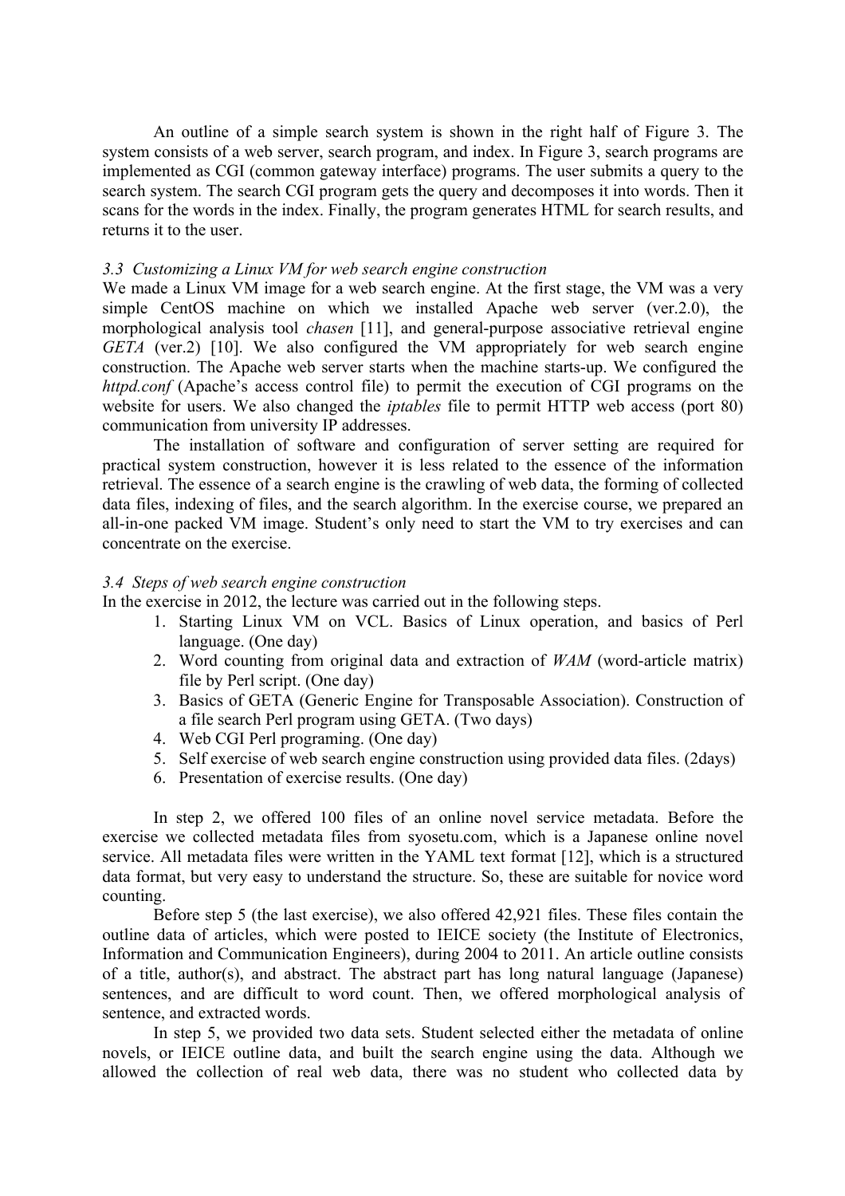An outline of a simple search system is shown in the right half of Figure 3. The system consists of a web server, search program, and index. In Figure 3, search programs are implemented as CGI (common gateway interface) programs. The user submits a query to the search system. The search CGI program gets the query and decomposes it into words. Then it scans for the words in the index. Finally, the program generates HTML for search results, and returns it to the user.

### *3.3 Customizing a Linux VM for web search engine construction*

We made a Linux VM image for a web search engine. At the first stage, the VM was a very simple CentOS machine on which we installed Apache web server (ver.2.0), the morphological analysis tool *chasen* [11], and general-purpose associative retrieval engine *GETA* (ver.2) [10]. We also configured the VM appropriately for web search engine construction. The Apache web server starts when the machine starts-up. We configured the *httpd.conf* (Apache's access control file) to permit the execution of CGI programs on the website for users. We also changed the *iptables* file to permit HTTP web access (port 80) communication from university IP addresses.

The installation of software and configuration of server setting are required for practical system construction, however it is less related to the essence of the information retrieval. The essence of a search engine is the crawling of web data, the forming of collected data files, indexing of files, and the search algorithm. In the exercise course, we prepared an all-in-one packed VM image. Student's only need to start the VM to try exercises and can concentrate on the exercise.

### *3.4 Steps of web search engine construction*

In the exercise in 2012, the lecture was carried out in the following steps.

1. Starting Linux VM on VCL. Basics of Linux operation, and basics of Perl language. (One day)
2. Word counting from original data and extraction of *WAM* (word-article matrix) file by Perl script. (One day)
3. Basics of GETA (Generic Engine for Transposable Association). Construction of a file search Perl program using GETA. (Two days)
4. Web CGI Perl programing. (One day)
5. Self exercise of web search engine construction using provided data files. (2days)
6. Presentation of exercise results. (One day)

In step 2, we offered 100 files of an online novel service metadata. Before the exercise we collected metadata files from syosetu.com, which is a Japanese online novel service. All metadata files were written in the YAML text format [12], which is a structured data format, but very easy to understand the structure. So, these are suitable for novice word counting.

Before step 5 (the last exercise), we also offered 42,921 files. These files contain the outline data of articles, which were posted to IEICE society (the Institute of Electronics, Information and Communication Engineers), during 2004 to 2011. An article outline consists of a title, author(s), and abstract. The abstract part has long natural language (Japanese) sentences, and are difficult to word count. Then, we offered morphological analysis of sentence, and extracted words.

In step 5, we provided two data sets. Student selected either the metadata of online novels, or IEICE outline data, and built the search engine using the data. Although we allowed the collection of real web data, there was no student who collected data by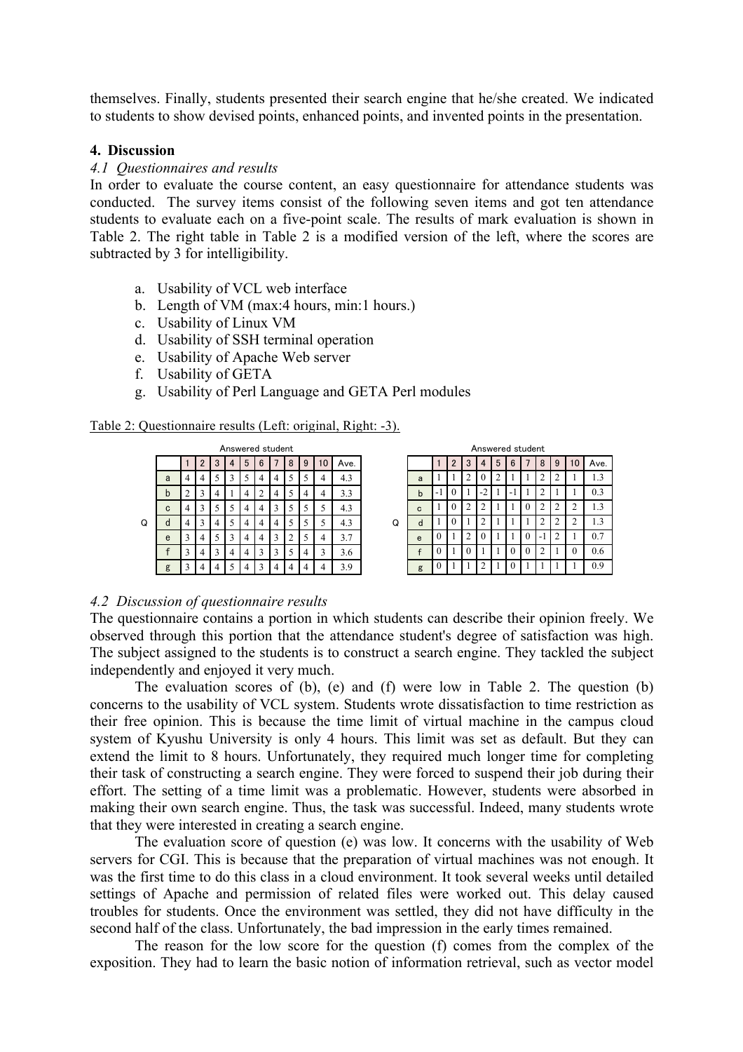themselves. Finally, students presented their search engine that he/she created. We indicated to students to show devised points, enhanced points, and invented points in the presentation.

### 4. Discussion

#### *4.1 Questionnaires and results*

In order to evaluate the course content, an easy questionnaire for attendance students was conducted. The survey items consist of the following seven items and got ten attendance students to evaluate each on a five-point scale. The results of mark evaluation is shown in Table 2. The right table in Table 2 is a modified version of the left, where the scores are subtracted by 3 for intelligibility.

a. Usability of VCL web interface
b. Length of VM (max:4 hours, min:1 hours.)
c. Usability of Linux VM
d. Usability of SSH terminal operation
e. Usability of Apache Web server
f. Usability of GETA
g. Usability of Perl Language and GETA Perl modules

Table 2: Questionnaire results (Left: original, Right: -3).

| | | Answered student | | | | | | | | | | |
|---|---|---|---|---|---|---|---|---|---|---|---|---|
| | | 1 | 2 | 3 | 4 | 5 | 6 | 7 | 8 | 9 | 10 | Ave. |
| Q | a | 4 | 4 | 5 | 3 | 5 | 4 | 4 | 5 | 5 | 4 | 4.3 |
| | b | 2 | 3 | 4 | 1 | 4 | 2 | 4 | 5 | 4 | 4 | 3.3 |
| | c | 4 | 3 | 5 | 5 | 4 | 4 | 3 | 5 | 5 | 5 | 4.3 |
| | d | 4 | 3 | 4 | 5 | 4 | 4 | 4 | 5 | 5 | 5 | 4.3 |
| | e | 3 | 4 | 5 | 3 | 4 | 4 | 3 | 2 | 5 | 4 | 3.7 |
| | f | 3 | 4 | 3 | 4 | 4 | 3 | 3 | 5 | 4 | 3 | 3.6 |
| | g | 3 | 4 | 4 | 5 | 4 | 3 | 4 | 4 | 4 | 4 | 3.9 |

| | | Answered student | | | | | | | | | | |
|---|---|---|---|---|---|---|---|---|---|---|---|---|
| | | 1 | 2 | 3 | 4 | 5 | 6 | 7 | 8 | 9 | 10 | Ave. |
| Q | a | 1 | 1 | 2 | 0 | 2 | 1 | 1 | 2 | 2 | 1 | 1.3 |
| | b | -1 | 0 | 1 | -2 | 1 | -1 | 1 | 2 | 1 | 1 | 0.3 |
| | c | 1 | 0 | 2 | 2 | 1 | 1 | 0 | 2 | 2 | 2 | 1.3 |
| | d | 1 | 0 | 1 | 2 | 1 | 1 | 1 | 2 | 2 | 2 | 1.3 |
| | e | 0 | 1 | 2 | 0 | 1 | 1 | 0 | -1 | 2 | 1 | 0.7 |
| | f | 0 | 1 | 0 | 1 | 1 | 0 | 0 | 2 | 1 | 0 | 0.6 |
| | g | 0 | 1 | 1 | 2 | 1 | 0 | 1 | 1 | 1 | 1 | 0.9 |

#### *4.2 Discussion of questionnaire results*

The questionnaire contains a portion in which students can describe their opinion freely. We observed through this portion that the attendance student's degree of satisfaction was high. The subject assigned to the students is to construct a search engine. They tackled the subject independently and enjoyed it very much.

The evaluation scores of (b), (e) and (f) were low in Table 2. The question (b) concerns to the usability of VCL system. Students wrote dissatisfaction to time restriction as their free opinion. This is because the time limit of virtual machine in the campus cloud system of Kyushu University is only 4 hours. This limit was set as default. But they can extend the limit to 8 hours. Unfortunately, they required much longer time for completing their task of constructing a search engine. They were forced to suspend their job during their effort. The setting of a time limit was a problematic. However, students were absorbed in making their own search engine. Thus, the task was successful. Indeed, many students wrote that they were interested in creating a search engine.

The evaluation score of question (e) was low. It concerns with the usability of Web servers for CGI. This is because that the preparation of virtual machines was not enough. It was the first time to do this class in a cloud environment. It took several weeks until detailed settings of Apache and permission of related files were worked out. This delay caused troubles for students. Once the environment was settled, they did not have difficulty in the second half of the class. Unfortunately, the bad impression in the early times remained.

The reason for the low score for the question (f) comes from the complex of the exposition. They had to learn the basic notion of information retrieval, such as vector model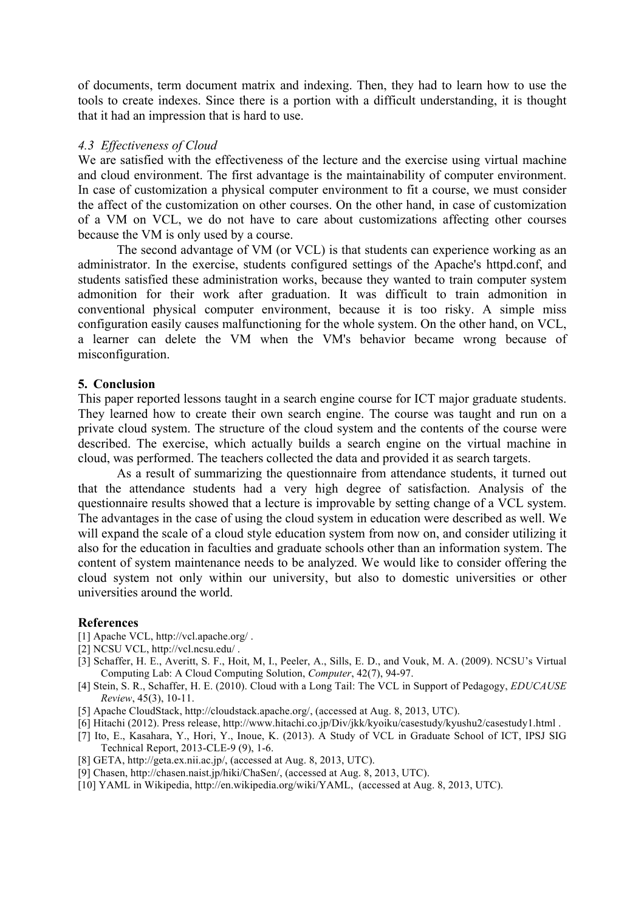of documents, term document matrix and indexing. Then, they had to learn how to use the tools to create indexes. Since there is a portion with a difficult understanding, it is thought that it had an impression that is hard to use.

### *4.3 Effectiveness of Cloud*

We are satisfied with the effectiveness of the lecture and the exercise using virtual machine and cloud environment. The first advantage is the maintainability of computer environment. In case of customization a physical computer environment to fit a course, we must consider the affect of the customization on other courses. On the other hand, in case of customization of a VM on VCL, we do not have to care about customizations affecting other courses because the VM is only used by a course.

The second advantage of VM (or VCL) is that students can experience working as an administrator. In the exercise, students configured settings of the Apache's httpd.conf, and students satisfied these administration works, because they wanted to train computer system admonition for their work after graduation. It was difficult to train admonition in conventional physical computer environment, because it is too risky. A simple miss configuration easily causes malfunctioning for the whole system. On the other hand, on VCL, a learner can delete the VM when the VM's behavior became wrong because of misconfiguration.

## 5. Conclusion

This paper reported lessons taught in a search engine course for ICT major graduate students. They learned how to create their own search engine. The course was taught and run on a private cloud system. The structure of the cloud system and the contents of the course were described. The exercise, which actually builds a search engine on the virtual machine in cloud, was performed. The teachers collected the data and provided it as search targets.

As a result of summarizing the questionnaire from attendance students, it turned out that the attendance students had a very high degree of satisfaction. Analysis of the questionnaire results showed that a lecture is improvable by setting change of a VCL system. The advantages in the case of using the cloud system in education were described as well. We will expand the scale of a cloud style education system from now on, and consider utilizing it also for the education in faculties and graduate schools other than an information system. The content of system maintenance needs to be analyzed. We would like to consider offering the cloud system not only within our university, but also to domestic universities or other universities around the world.

## References

[1] Apache VCL, http://vcl.apache.org/ .

[2] NCSU VCL, http://vcl.ncsu.edu/ .

[3] Schaffer, H. E., Averitt, S. F., Hoit, M, I., Peeler, A., Sills, E. D., and Vouk, M. A. (2009). NCSU's Virtual Computing Lab: A Cloud Computing Solution, *Computer*, 42(7), 94-97.

[4] Stein, S. R., Schaffer, H. E. (2010). Cloud with a Long Tail: The VCL in Support of Pedagogy, *EDUCAUSE Review*, 45(3), 10-11.

[5] Apache CloudStack, http://cloudstack.apache.org/, (accessed at Aug. 8, 2013, UTC).

[6] Hitachi (2012). Press release, http://www.hitachi.co.jp/Div/jkk/kyoiku/casestudy/kyushu2/casestudy1.html .

[7] Ito, E., Kasahara, Y., Hori, Y., Inoue, K. (2013). A Study of VCL in Graduate School of ICT, IPSJ SIG Technical Report, 2013-CLE-9 (9), 1-6.

[8] GETA, http://geta.ex.nii.ac.jp/, (accessed at Aug. 8, 2013, UTC).

[9] Chasen, http://chasen.naist.jp/hiki/ChaSen/, (accessed at Aug. 8, 2013, UTC).

[10] YAML in Wikipedia, http://en.wikipedia.org/wiki/YAML, (accessed at Aug. 8, 2013, UTC).